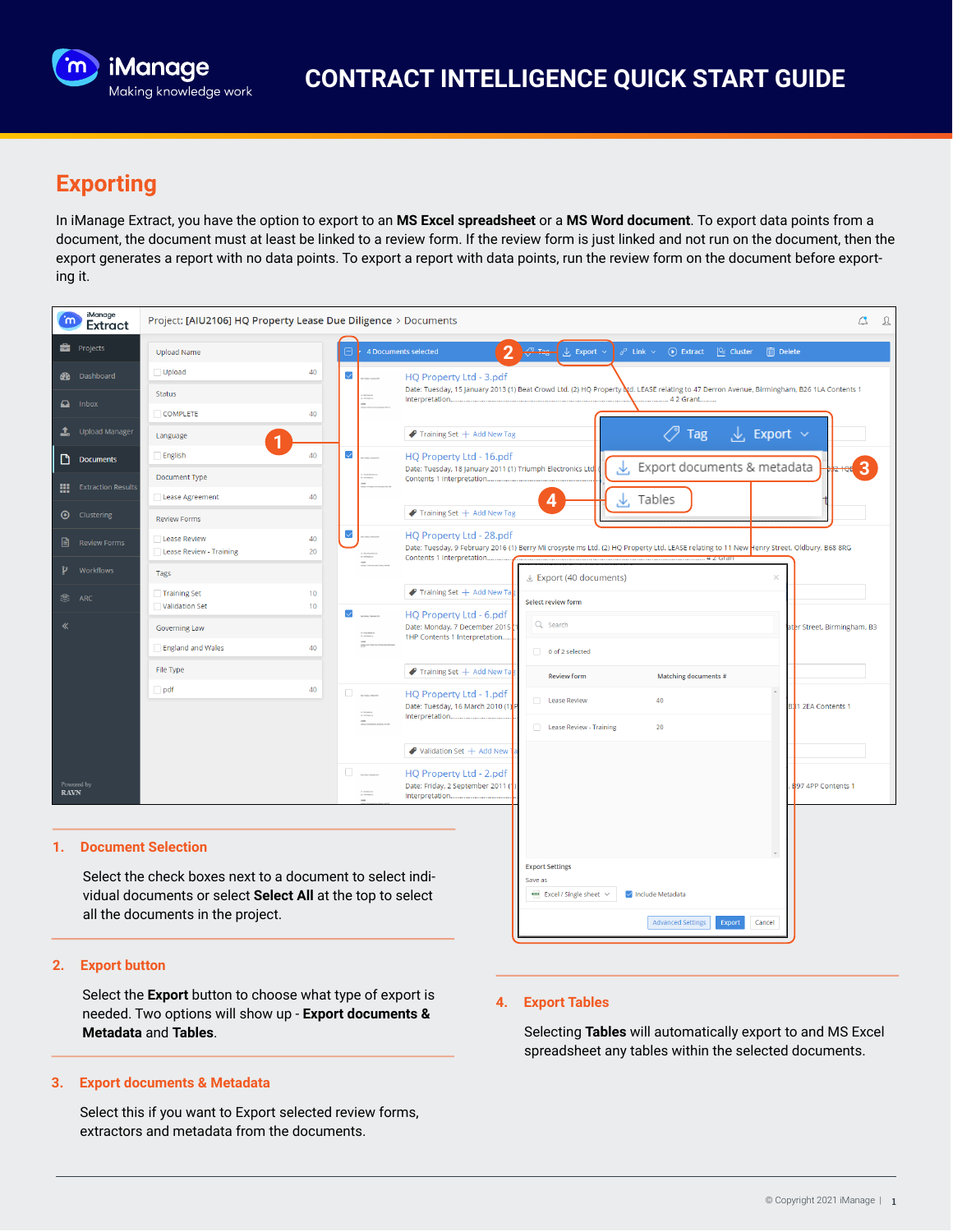# CONTRACT INTELLIGENCE QUICK START GUIDE

## Exporting

In iManage Extract, you have the option to export to an **MS Excel spreadsheet** or a **MS Word document**. To export data points from a document, the document must at least be linked to a review form. If the review form is just linked and not run on the document, then the export generates a report with no data points. To export a report with data points, run the review form on the document before exporting it.

### 1. Document Selection

Select the check boxes next to a document to select individual documents or select **Select All** at the top to select all the documents in the project.

### 2. Export button

Select the **Export** button to choose what type of export is needed. Two options will show up - **Export documents & Metadata** and **Tables**.

### 3. Export documents & Metadata

Select this if you want to Export selected review forms, extractors and metadata from the documents.

### 4. Export Tables

Selecting **Tables** will automatically export to and MS Excel spreadsheet any tables within the selected documents.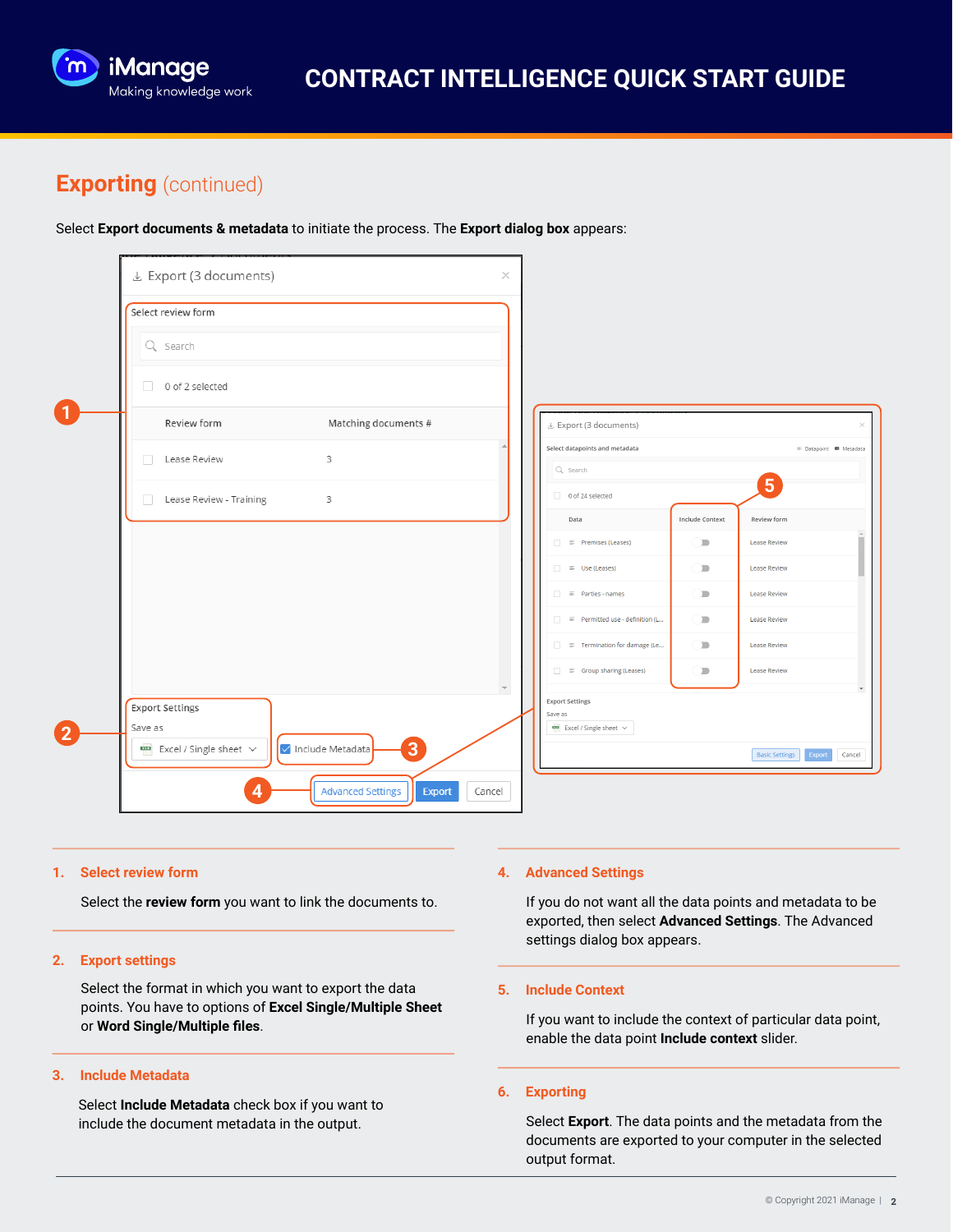## Exporting (continued)

Select **Export documents & metadata** to initiate the process. The **Export dialog box** appears:

### 1. Select review form

Select the **review form** you want to link the documents to.

### 2. Export settings

Select the format in which you want to export the data points. You have to options of **Excel Single/Multiple Sheet** or **Word Single/Multiple files**.

### 3. Include Metadata

Select **Include Metadata** check box if you want to include the document metadata in the output.

### 4. Advanced Settings

If you do not want all the data points and metadata to be exported, then select **Advanced Settings**. The Advanced settings dialog box appears.

### 5. Include Context

If you want to include the context of particular data point, enable the data point **Include context** slider.

### 6. Exporting

Select **Export**. The data points and the metadata from the documents are exported to your computer in the selected output format.

© Copyright 2021 iManage